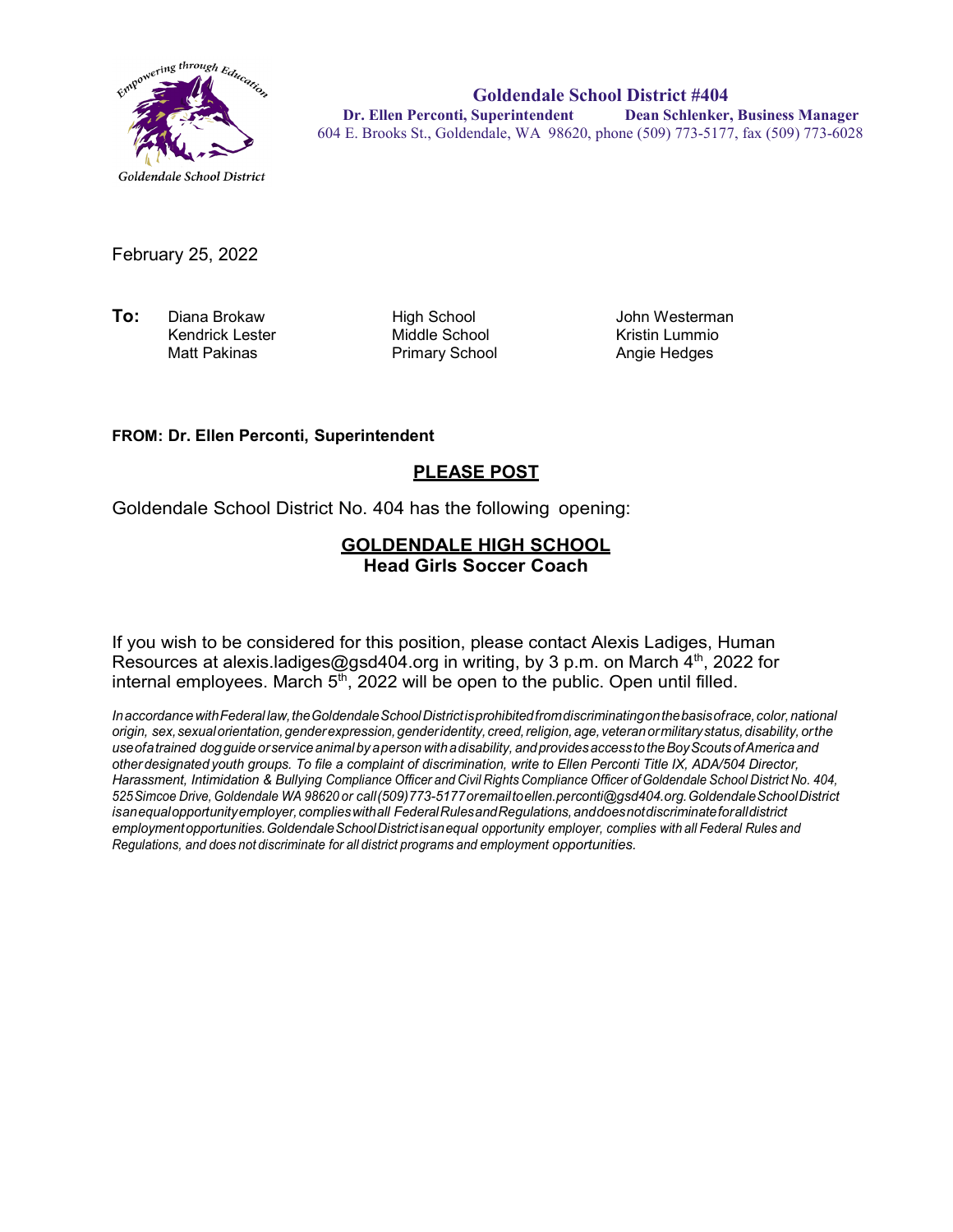Empowering through Education

Goldendale School District

**Goldendale School District #404**
**Dr. Ellen Perconti, Superintendent** **Dean Schlenker, Business Manager**
604 E. Brooks St., Goldendale, WA 98620, phone (509) 773-5177, fax (509) 773-6028

February 25, 2022

| **To:** | | | |
|---|---|---|---|
| | Diana Brokaw | High School | John Westerman |
| | Kendrick Lester | Middle School | Kristin Lummio |
| | Matt Pakinas | Primary School | Angie Hedges |

**FROM: Dr. Ellen Perconti, Superintendent**

**PLEASE POST**

Goldendale School District No. 404 has the following opening:

## GOLDENDALE HIGH SCHOOL
### Head Girls Soccer Coach

If you wish to be considered for this position, please contact Alexis Ladiges, Human Resources at alexis.ladiges@gsd404.org in writing, by 3 p.m. on March 4th, 2022 for internal employees. March 5th, 2022 will be open to the public. Open until filled.

*In accordance with Federal law, the Goldendale School District is prohibited from discriminating on the basis of race, color, national origin, sex, sexual orientation, gender expression, gender identity, creed, religion, age, veteran or military status, disability, or the use of a trained dog guide or service animal by a person with a disability, and provides access to the Boy Scouts of America and other designated youth groups. To file a complaint of discrimination, write to Ellen Perconti Title IX, ADA/504 Director, Harassment, Intimidation & Bullying Compliance Officer and Civil Rights Compliance Officer of Goldendale School District No. 404, 525 Simcoe Drive, Goldendale WA 98620 or call (509) 773-5177 or email to ellen.perconti@gsd404.org. Goldendale School District is an equal opportunity employer, complies with all Federal Rules and Regulations, and does not discriminate for all district employment opportunities. Goldendale School District is an equal opportunity employer, complies with all Federal Rules and Regulations, and does not discriminate for all district programs and employment opportunities.*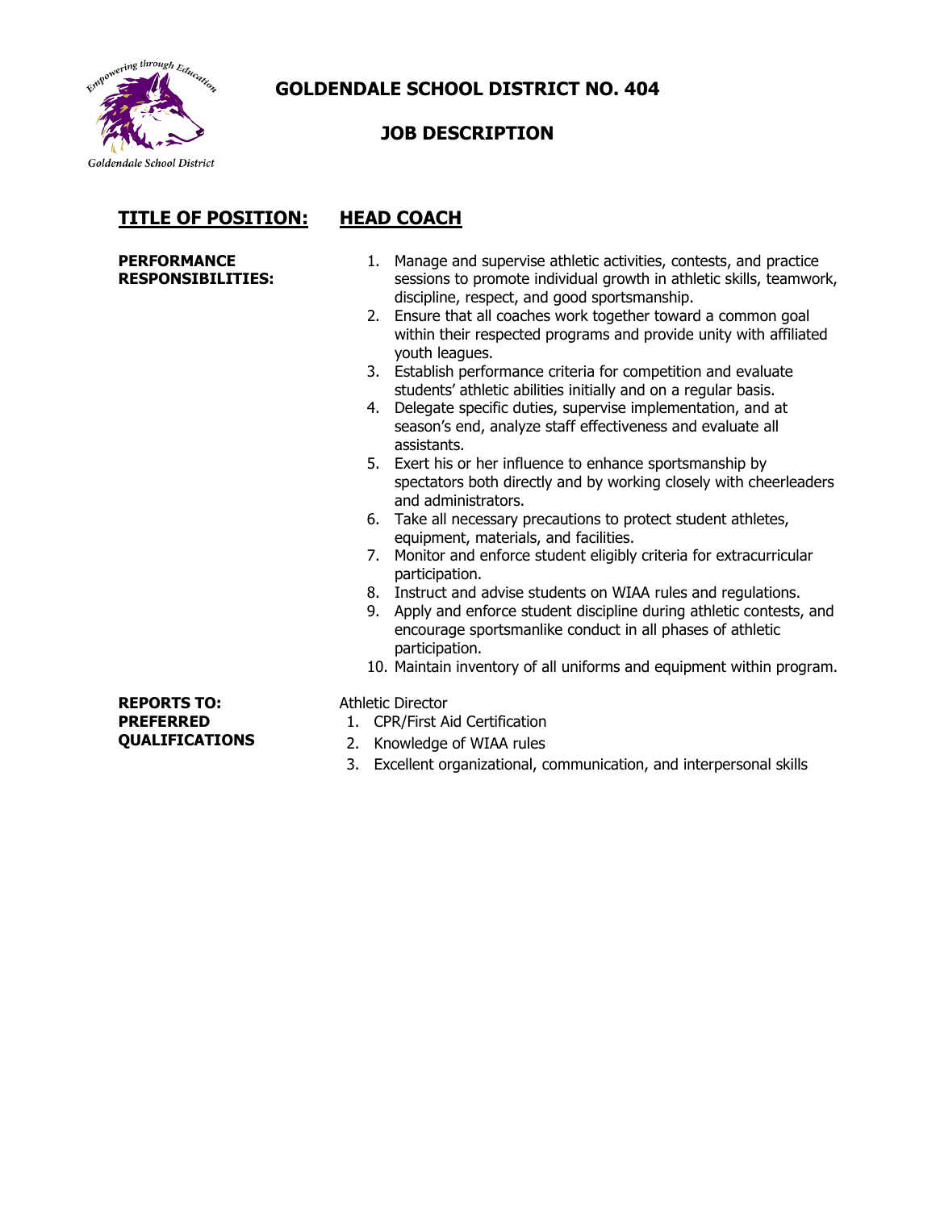# GOLDENDALE SCHOOL DISTRICT NO. 404

## JOB DESCRIPTION

**TITLE OF POSITION:** **HEAD COACH**

**PERFORMANCE RESPONSIBILITIES:**

1. Manage and supervise athletic activities, contests, and practice sessions to promote individual growth in athletic skills, teamwork, discipline, respect, and good sportsmanship.
2. Ensure that all coaches work together toward a common goal within their respected programs and provide unity with affiliated youth leagues.
3. Establish performance criteria for competition and evaluate students' athletic abilities initially and on a regular basis.
4. Delegate specific duties, supervise implementation, and at season's end, analyze staff effectiveness and evaluate all assistants.
5. Exert his or her influence to enhance sportsmanship by spectators both directly and by working closely with cheerleaders and administrators.
6. Take all necessary precautions to protect student athletes, equipment, materials, and facilities.
7. Monitor and enforce student eligibly criteria for extracurricular participation.
8. Instruct and advise students on WIAA rules and regulations.
9. Apply and enforce student discipline during athletic contests, and encourage sportsmanlike conduct in all phases of athletic participation.
10. Maintain inventory of all uniforms and equipment within program.

**REPORTS TO:** Athletic Director

**PREFERRED QUALIFICATIONS**

1. CPR/First Aid Certification
2. Knowledge of WIAA rules
3. Excellent organizational, communication, and interpersonal skills